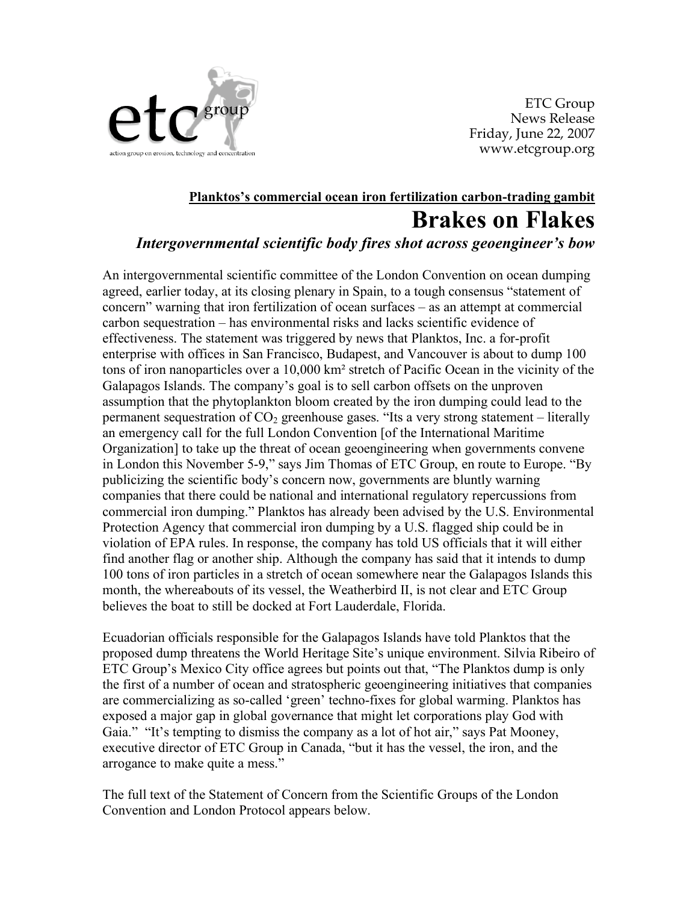etc group

action group on erosion, technology and concentration

ETC Group
News Release
Friday, June 22, 2007
www.etcgroup.org

**Planktos's commercial ocean iron fertilization carbon-trading gambit**

# Brakes on Flakes

***Intergovernmental scientific body fires shot across geoengineer's bow***

An intergovernmental scientific committee of the London Convention on ocean dumping agreed, earlier today, at its closing plenary in Spain, to a tough consensus "statement of concern" warning that iron fertilization of ocean surfaces – as an attempt at commercial carbon sequestration – has environmental risks and lacks scientific evidence of effectiveness. The statement was triggered by news that Planktos, Inc. a for-profit enterprise with offices in San Francisco, Budapest, and Vancouver is about to dump 100 tons of iron nanoparticles over a 10,000 km² stretch of Pacific Ocean in the vicinity of the Galapagos Islands. The company's goal is to sell carbon offsets on the unproven assumption that the phytoplankton bloom created by the iron dumping could lead to the permanent sequestration of $CO_2$ greenhouse gases. "Its a very strong statement – literally an emergency call for the full London Convention [of the International Maritime Organization] to take up the threat of ocean geoengineering when governments convene in London this November 5-9," says Jim Thomas of ETC Group, en route to Europe. "By publicizing the scientific body's concern now, governments are bluntly warning companies that there could be national and international regulatory repercussions from commercial iron dumping." Planktos has already been advised by the U.S. Environmental Protection Agency that commercial iron dumping by a U.S. flagged ship could be in violation of EPA rules. In response, the company has told US officials that it will either find another flag or another ship. Although the company has said that it intends to dump 100 tons of iron particles in a stretch of ocean somewhere near the Galapagos Islands this month, the whereabouts of its vessel, the Weatherbird II, is not clear and ETC Group believes the boat to still be docked at Fort Lauderdale, Florida.

Ecuadorian officials responsible for the Galapagos Islands have told Planktos that the proposed dump threatens the World Heritage Site's unique environment. Silvia Ribeiro of ETC Group's Mexico City office agrees but points out that, "The Planktos dump is only the first of a number of ocean and stratospheric geoengineering initiatives that companies are commercializing as so-called 'green' techno-fixes for global warming. Planktos has exposed a major gap in global governance that might let corporations play God with Gaia." "It's tempting to dismiss the company as a lot of hot air," says Pat Mooney, executive director of ETC Group in Canada, "but it has the vessel, the iron, and the arrogance to make quite a mess."

The full text of the Statement of Concern from the Scientific Groups of the London Convention and London Protocol appears below.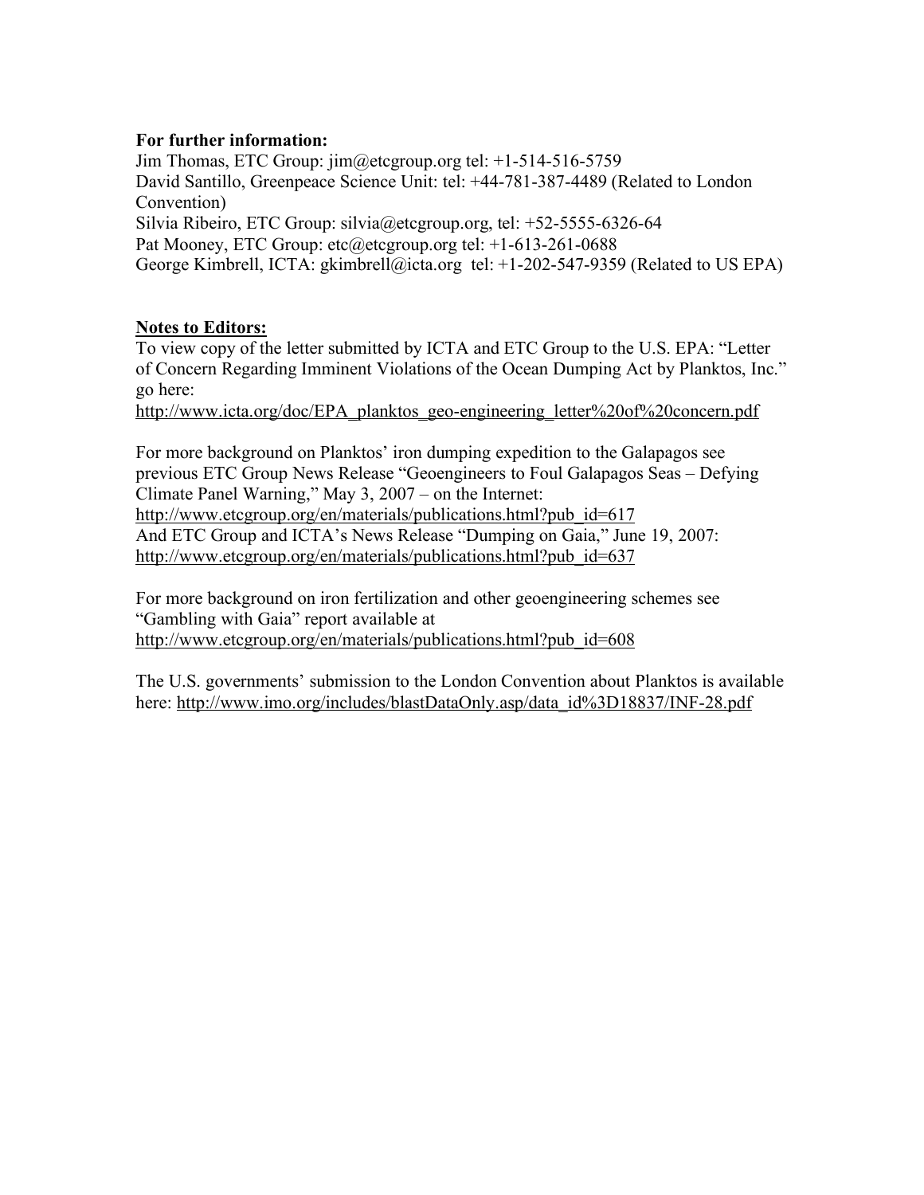**For further information:**
Jim Thomas, ETC Group: jim@etcgroup.org tel: +1-514-516-5759
David Santillo, Greenpeace Science Unit: tel: +44-781-387-4489 (Related to London Convention)
Silvia Ribeiro, ETC Group: silvia@etcgroup.org, tel: +52-5555-6326-64
Pat Mooney, ETC Group: etc@etcgroup.org tel: +1-613-261-0688
George Kimbrell, ICTA: gkimbrell@icta.org tel: +1-202-547-9359 (Related to US EPA)

**Notes to Editors:**

To view copy of the letter submitted by ICTA and ETC Group to the U.S. EPA: "Letter of Concern Regarding Imminent Violations of the Ocean Dumping Act by Planktos, Inc." go here:
http://www.icta.org/doc/EPA_planktos_geo-engineering_letter%20of%20concern.pdf

For more background on Planktos' iron dumping expedition to the Galapagos see previous ETC Group News Release "Geoengineers to Foul Galapagos Seas – Defying Climate Panel Warning," May 3, 2007 – on the Internet:
http://www.etcgroup.org/en/materials/publications.html?pub_id=617
And ETC Group and ICTA's News Release "Dumping on Gaia," June 19, 2007:
http://www.etcgroup.org/en/materials/publications.html?pub_id=637

For more background on iron fertilization and other geoengineering schemes see "Gambling with Gaia" report available at
http://www.etcgroup.org/en/materials/publications.html?pub_id=608

The U.S. governments' submission to the London Convention about Planktos is available here: http://www.imo.org/includes/blastDataOnly.asp/data_id%3D18837/INF-28.pdf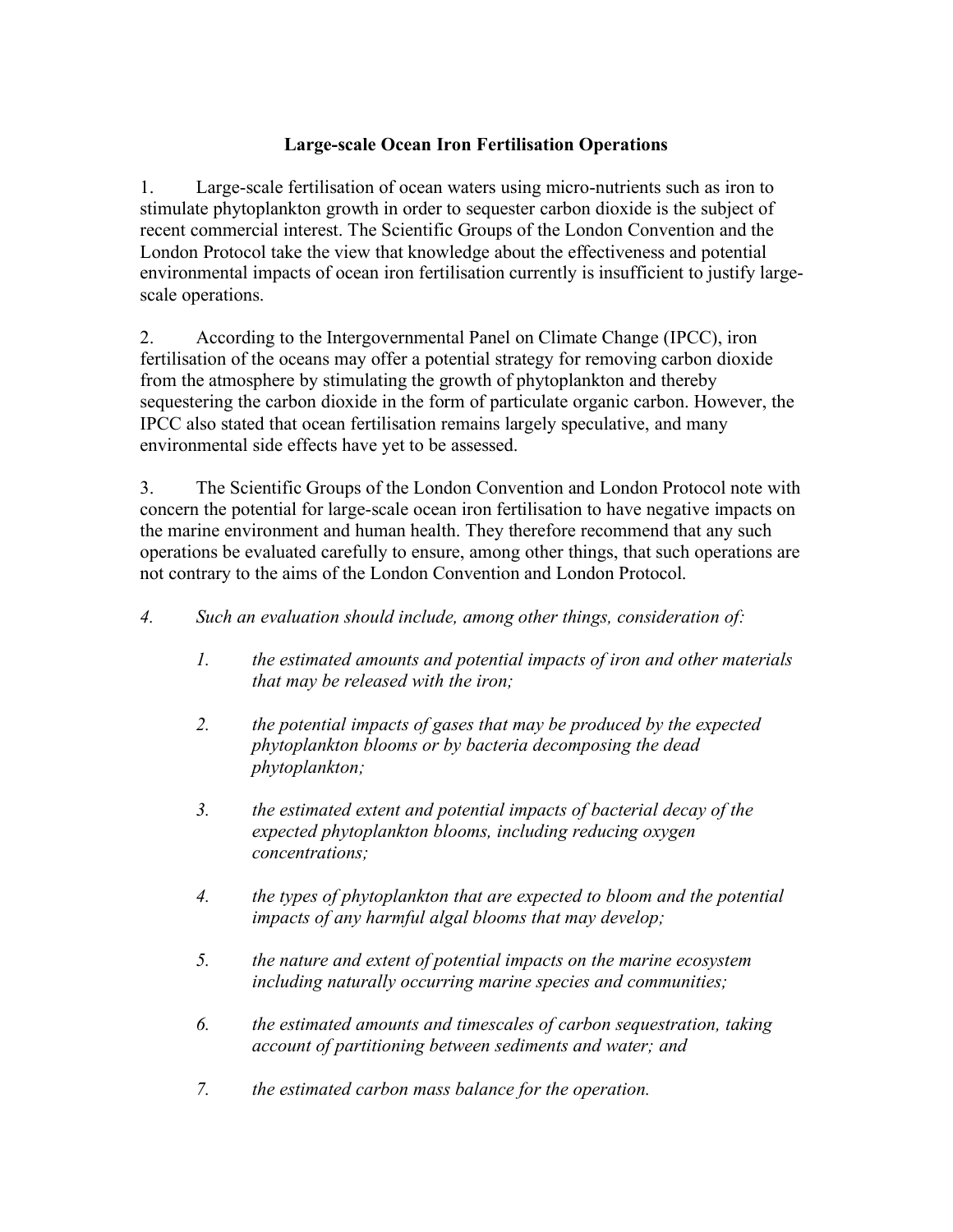**Large-scale Ocean Iron Fertilisation Operations**

1. Large-scale fertilisation of ocean waters using micro-nutrients such as iron to stimulate phytoplankton growth in order to sequester carbon dioxide is the subject of recent commercial interest. The Scientific Groups of the London Convention and the London Protocol take the view that knowledge about the effectiveness and potential environmental impacts of ocean iron fertilisation currently is insufficient to justify large-scale operations.

2. According to the Intergovernmental Panel on Climate Change (IPCC), iron fertilisation of the oceans may offer a potential strategy for removing carbon dioxide from the atmosphere by stimulating the growth of phytoplankton and thereby sequestering the carbon dioxide in the form of particulate organic carbon. However, the IPCC also stated that ocean fertilisation remains largely speculative, and many environmental side effects have yet to be assessed.

3. The Scientific Groups of the London Convention and London Protocol note with concern the potential for large-scale ocean iron fertilisation to have negative impacts on the marine environment and human health. They therefore recommend that any such operations be evaluated carefully to ensure, among other things, that such operations are not contrary to the aims of the London Convention and London Protocol.

*4. Such an evaluation should include, among other things, consideration of:*

> *1. the estimated amounts and potential impacts of iron and other materials that may be released with the iron;*
>
> *2. the potential impacts of gases that may be produced by the expected phytoplankton blooms or by bacteria decomposing the dead phytoplankton;*
>
> *3. the estimated extent and potential impacts of bacterial decay of the expected phytoplankton blooms, including reducing oxygen concentrations;*
>
> *4. the types of phytoplankton that are expected to bloom and the potential impacts of any harmful algal blooms that may develop;*
>
> *5. the nature and extent of potential impacts on the marine ecosystem including naturally occurring marine species and communities;*
>
> *6. the estimated amounts and timescales of carbon sequestration, taking account of partitioning between sediments and water; and*
>
> *7. the estimated carbon mass balance for the operation.*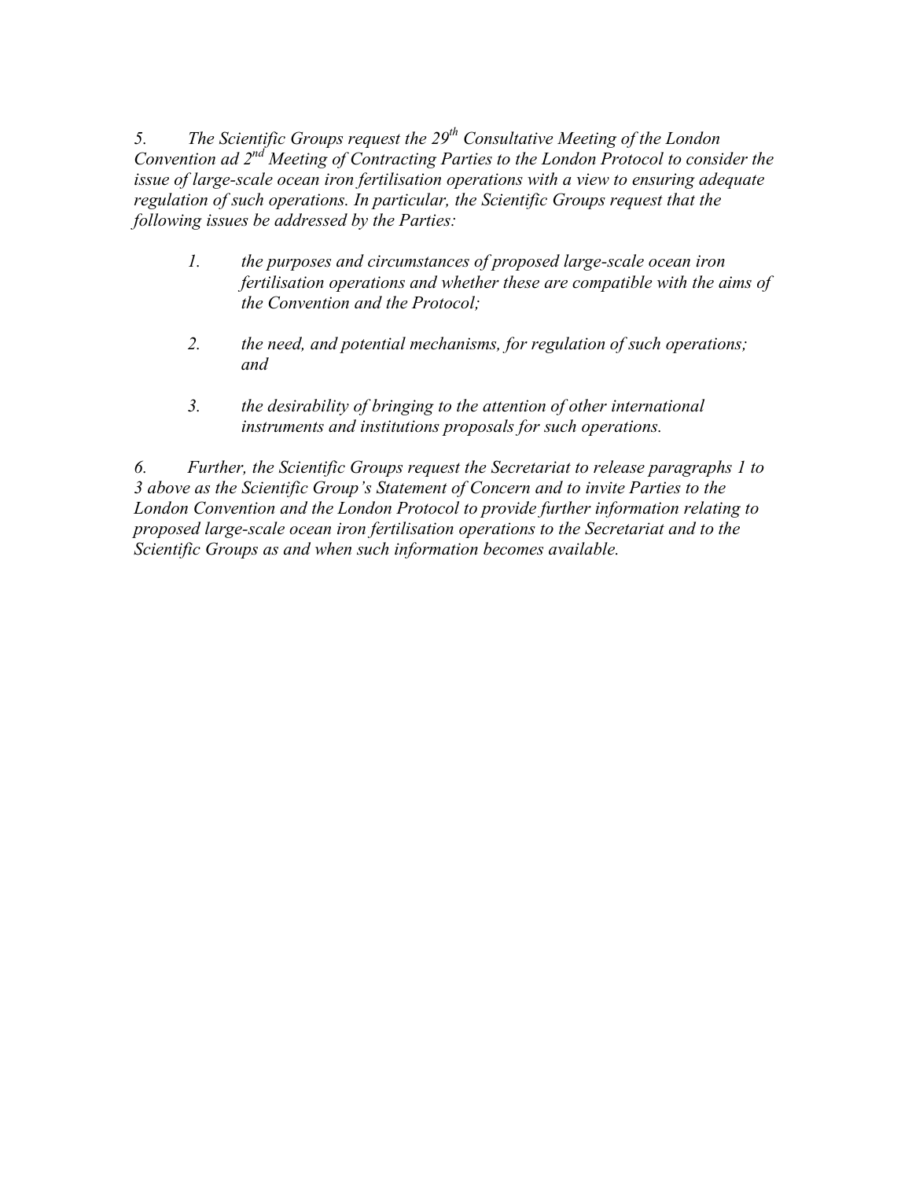*5. The Scientific Groups request the 29th Consultative Meeting of the London Convention ad 2nd Meeting of Contracting Parties to the London Protocol to consider the issue of large-scale ocean iron fertilisation operations with a view to ensuring adequate regulation of such operations. In particular, the Scientific Groups request that the following issues be addressed by the Parties:*

> *1. the purposes and circumstances of proposed large-scale ocean iron fertilisation operations and whether these are compatible with the aims of the Convention and the Protocol;*
>
> *2. the need, and potential mechanisms, for regulation of such operations; and*
>
> *3. the desirability of bringing to the attention of other international instruments and institutions proposals for such operations.*

*6. Further, the Scientific Groups request the Secretariat to release paragraphs 1 to 3 above as the Scientific Group's Statement of Concern and to invite Parties to the London Convention and the London Protocol to provide further information relating to proposed large-scale ocean iron fertilisation operations to the Secretariat and to the Scientific Groups as and when such information becomes available.*